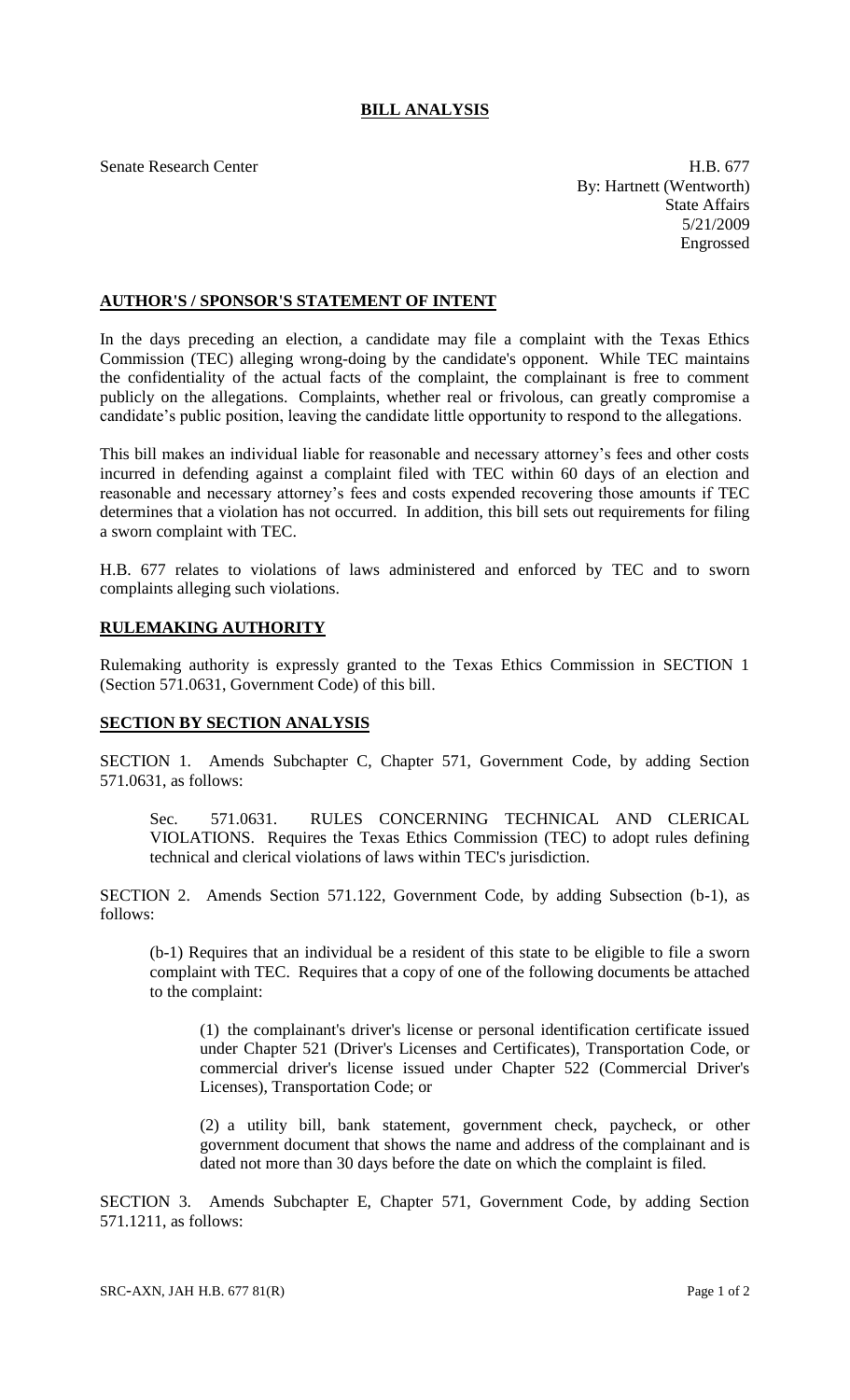# BILL ANALYSIS

Senate Research Center

H.B. 677
By: Hartnett (Wentworth)
State Affairs
5/21/2009
Engrossed

## AUTHOR'S / SPONSOR'S STATEMENT OF INTENT

In the days preceding an election, a candidate may file a complaint with the Texas Ethics Commission (TEC) alleging wrong-doing by the candidate's opponent. While TEC maintains the confidentiality of the actual facts of the complaint, the complainant is free to comment publicly on the allegations. Complaints, whether real or frivolous, can greatly compromise a candidate's public position, leaving the candidate little opportunity to respond to the allegations.

This bill makes an individual liable for reasonable and necessary attorney's fees and other costs incurred in defending against a complaint filed with TEC within 60 days of an election and reasonable and necessary attorney's fees and costs expended recovering those amounts if TEC determines that a violation has not occurred. In addition, this bill sets out requirements for filing a sworn complaint with TEC.

H.B. 677 relates to violations of laws administered and enforced by TEC and to sworn complaints alleging such violations.

## RULEMAKING AUTHORITY

Rulemaking authority is expressly granted to the Texas Ethics Commission in SECTION 1 (Section 571.0631, Government Code) of this bill.

## SECTION BY SECTION ANALYSIS

SECTION 1. Amends Subchapter C, Chapter 571, Government Code, by adding Section 571.0631, as follows:

Sec. 571.0631. RULES CONCERNING TECHNICAL AND CLERICAL VIOLATIONS. Requires the Texas Ethics Commission (TEC) to adopt rules defining technical and clerical violations of laws within TEC's jurisdiction.

SECTION 2. Amends Section 571.122, Government Code, by adding Subsection (b-1), as follows:

(b-1) Requires that an individual be a resident of this state to be eligible to file a sworn complaint with TEC. Requires that a copy of one of the following documents be attached to the complaint:

(1) the complainant's driver's license or personal identification certificate issued under Chapter 521 (Driver's Licenses and Certificates), Transportation Code, or commercial driver's license issued under Chapter 522 (Commercial Driver's Licenses), Transportation Code; or

(2) a utility bill, bank statement, government check, paycheck, or other government document that shows the name and address of the complainant and is dated not more than 30 days before the date on which the complaint is filed.

SECTION 3. Amends Subchapter E, Chapter 571, Government Code, by adding Section 571.1211, as follows: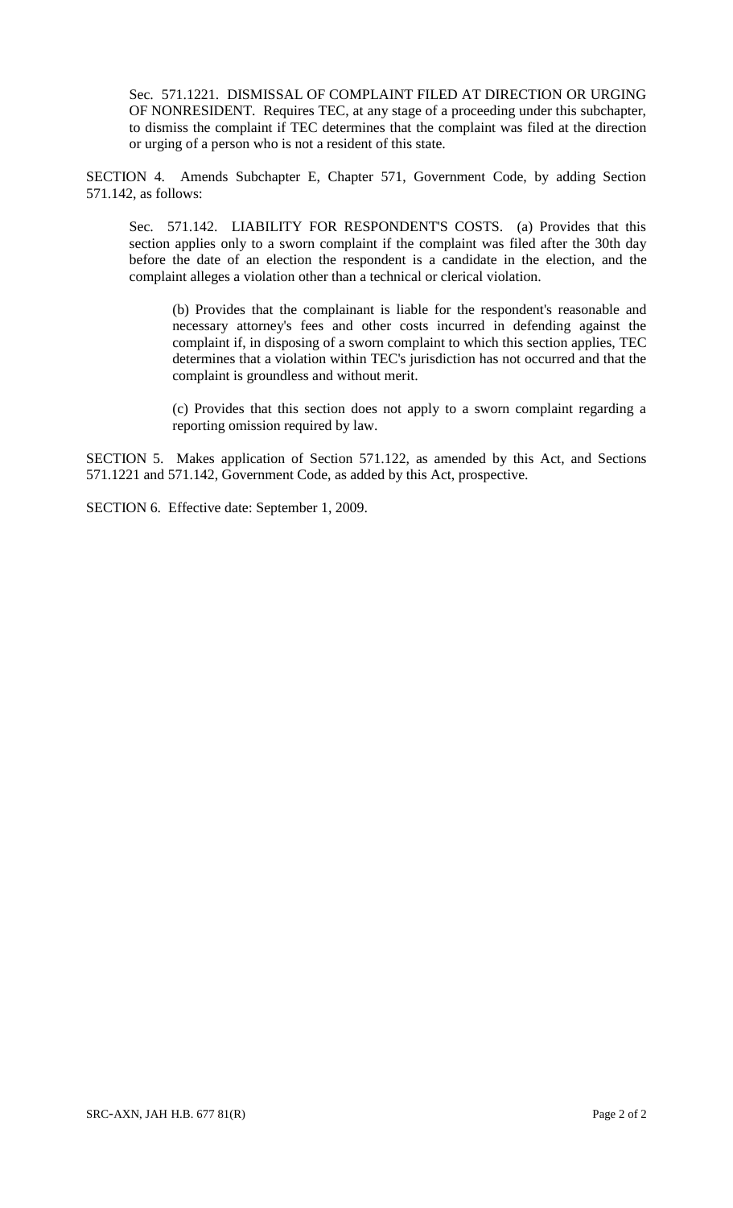Sec. 571.1221. DISMISSAL OF COMPLAINT FILED AT DIRECTION OR URGING OF NONRESIDENT. Requires TEC, at any stage of a proceeding under this subchapter, to dismiss the complaint if TEC determines that the complaint was filed at the direction or urging of a person who is not a resident of this state.

SECTION 4. Amends Subchapter E, Chapter 571, Government Code, by adding Section 571.142, as follows:

Sec. 571.142. LIABILITY FOR RESPONDENT'S COSTS. (a) Provides that this section applies only to a sworn complaint if the complaint was filed after the 30th day before the date of an election the respondent is a candidate in the election, and the complaint alleges a violation other than a technical or clerical violation.

(b) Provides that the complainant is liable for the respondent's reasonable and necessary attorney's fees and other costs incurred in defending against the complaint if, in disposing of a sworn complaint to which this section applies, TEC determines that a violation within TEC's jurisdiction has not occurred and that the complaint is groundless and without merit.

(c) Provides that this section does not apply to a sworn complaint regarding a reporting omission required by law.

SECTION 5. Makes application of Section 571.122, as amended by this Act, and Sections 571.1221 and 571.142, Government Code, as added by this Act, prospective.

SECTION 6. Effective date: September 1, 2009.